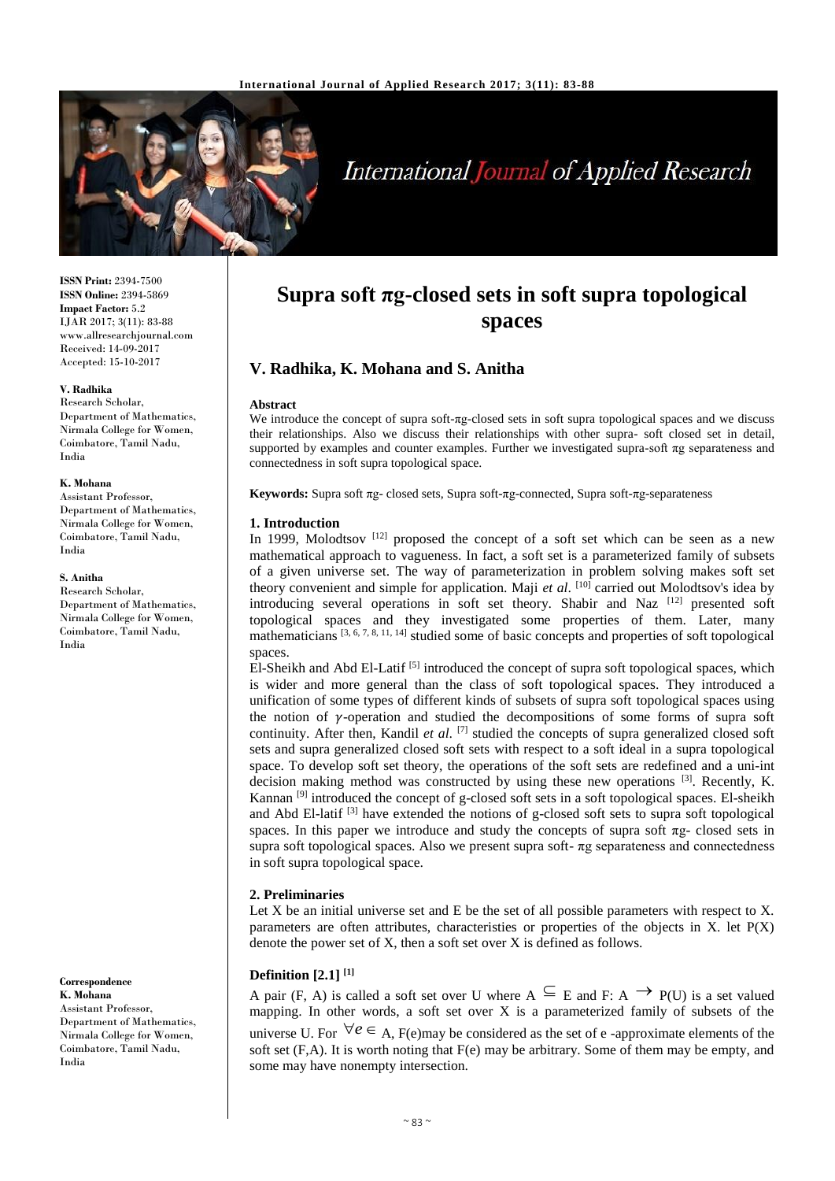# Supra soft πg-closed sets in soft supra topological spaces

**V. Radhika, K. Mohana and S. Anitha**

**ISSN Print:** 2394-7500
**ISSN Online:** 2394-5869
**Impact Factor:** 5.2
IJAR 2017; 3(11): 83-88
www.allresearchjournal.com
Received: 14-09-2017
Accepted: 15-10-2017

**V. Radhika**
Research Scholar, Department of Mathematics, Nirmala College for Women, Coimbatore, Tamil Nadu, India

**K. Mohana**
Assistant Professor, Department of Mathematics, Nirmala College for Women, Coimbatore, Tamil Nadu, India

**S. Anitha**
Research Scholar, Department of Mathematics, Nirmala College for Women, Coimbatore, Tamil Nadu, India

**Correspondence**
**K. Mohana**
Assistant Professor, Department of Mathematics, Nirmala College for Women, Coimbatore, Tamil Nadu, India

## Abstract

We introduce the concept of supra soft-πg-closed sets in soft supra topological spaces and we discuss their relationships. Also we discuss their relationships with other supra- soft closed set in detail, supported by examples and counter examples. Further we investigated supra-soft πg separateness and connectedness in soft supra topological space.

**Keywords:** Supra soft πg- closed sets, Supra soft-πg-connected, Supra soft-πg-separateness

## 1. Introduction

In 1999, Molodtsov [12] proposed the concept of a soft set which can be seen as a new mathematical approach to vagueness. In fact, a soft set is a parameterized family of subsets of a given universe set. The way of parameterization in problem solving makes soft set theory convenient and simple for application. Maji *et al*. [10] carried out Molodtsov's idea by introducing several operations in soft set theory. Shabir and Naz [12] presented soft topological spaces and they investigated some properties of them. Later, many mathematicians [3, 6, 7, 8, 11, 14] studied some of basic concepts and properties of soft topological spaces.

El-Sheikh and Abd El-Latif [5] introduced the concept of supra soft topological spaces, which is wider and more general than the class of soft topological spaces. They introduced a unification of some types of different kinds of subsets of supra soft topological spaces using the notion of $\gamma$-operation and studied the decompositions of some forms of supra soft continuity. After then, Kandil *et al.* [7] studied the concepts of supra generalized closed soft sets and supra generalized closed soft sets with respect to a soft ideal in a supra topological space. To develop soft set theory, the operations of the soft sets are redefined and a uni-int decision making method was constructed by using these new operations [3]. Recently, K. Kannan [9] introduced the concept of g-closed soft sets in a soft topological spaces. El-sheikh and Abd El-latif [3] have extended the notions of g-closed soft sets to supra soft topological spaces. In this paper we introduce and study the concepts of supra soft πg- closed sets in supra soft topological spaces. Also we present supra soft- πg separateness and connectedness in soft supra topological space.

## 2. Preliminaries

Let X be an initial universe set and E be the set of all possible parameters with respect to X. parameters are often attributes, characteristies or properties of the objects in X. let P(X) denote the power set of X, then a soft set over X is defined as follows.

### Definition [2.1] [1]

A pair (F, A) is called a soft set over U where $A \subseteq E$ and $F: A \rightarrow P(U)$ is a set valued mapping. In other words, a soft set over X is a parameterized family of subsets of the universe U. For $\forall e \in A$, F(e)may be considered as the set of e -approximate elements of the soft set (F,A). It is worth noting that F(e) may be arbitrary. Some of them may be empty, and some may have nonempty intersection.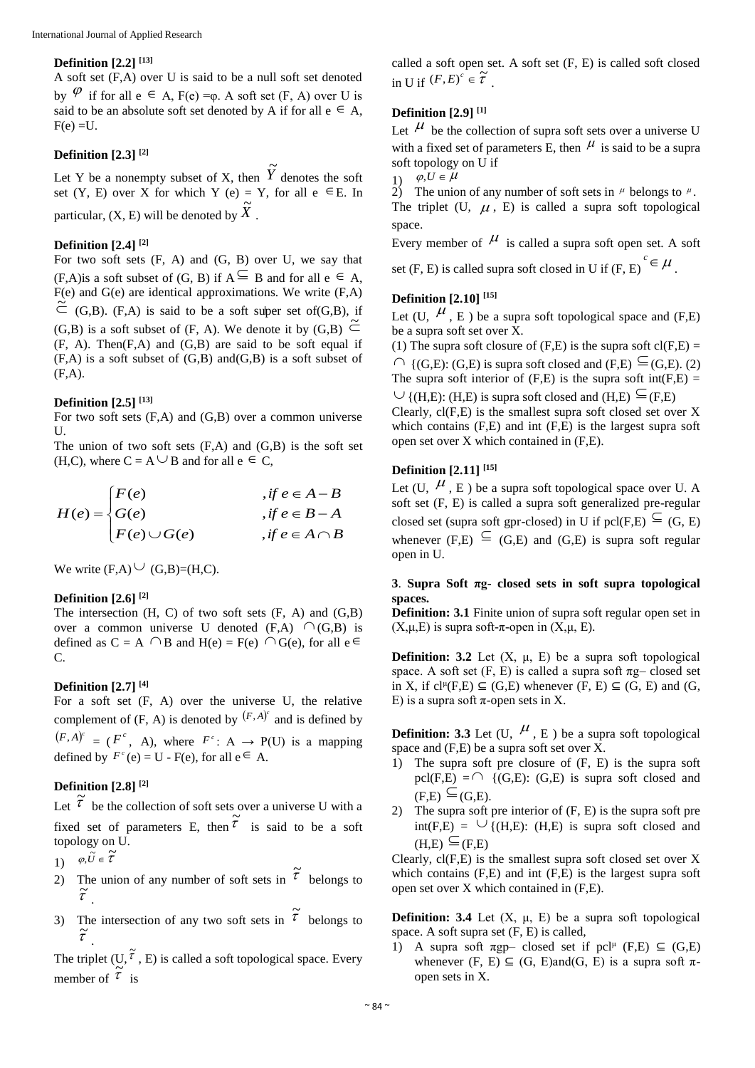**Definition [2.2] [13]**

A soft set (F,A) over U is said to be a null soft set denoted by $\varphi$ if for all e ∈ A, F(e) =φ. A soft set (F, A) over U is said to be an absolute soft set denoted by A if for all e ∈ A, F(e) =U.

**Definition [2.3] [2]**

Let Y be a nonempty subset of X, then $\tilde{\tilde{Y}}$ denotes the soft set (Y, E) over X for which Y (e) = Y, for all e ∈E. In particular, (X, E) will be denoted by $\tilde{\tilde{X}}$.

**Definition [2.4] [2]**

For two soft sets (F, A) and (G, B) over U, we say that (F,A)is a soft subset of (G, B) if A ⊆ B and for all e ∈ A, F(e) and G(e) are identical approximations. We write (F,A) $\tilde{\subset}$ (G,B). (F,A) is said to be a soft super set of(G,B), if (G,B) is a soft subset of (F, A). We denote it by (G,B) $\tilde{\subset}$ (F, A). Then(F,A) and (G,B) are said to be soft equal if (F,A) is a soft subset of (G,B) and(G,B) is a soft subset of (F,A).

**Definition [2.5] [13]**

For two soft sets (F,A) and (G,B) over a common universe U.

The union of two soft sets (F,A) and (G,B) is the soft set (H,C), where C = A ∪ B and for all e ∈ C,

$$H(e) = \begin{cases} F(e) & , if\ e \in A - B \\ G(e) & , if\ e \in B - A \\ F(e) \cup G(e) & , if\ e \in A \cap B \end{cases}$$

We write (F,A) ∪ (G,B)=(H,C).

**Definition [2.6] [2]**

The intersection (H, C) of two soft sets (F, A) and (G,B) over a common universe U denoted (F,A) ∩(G,B) is defined as C = A ∩B and H(e) = F(e) ∩G(e), for all e∈ C.

**Definition [2.7] [4]**

For a soft set (F, A) over the universe U, the relative complement of (F, A) is denoted by $(F,A)^c$ and is defined by $(F,A)^c$ = ($F^c$, A), where $F^c$: A → P(U) is a mapping defined by $F^c$(e) = U - F(e), for all e∈ A.

**Definition [2.8] [2]**

Let $\tilde{\tau}$ be the collection of soft sets over a universe U with a fixed set of parameters E, then $\tilde{\tau}$ is said to be a soft topology on U.

1) $\varphi, \tilde{U} \in \tilde{\tau}$
2) The union of any number of soft sets in $\tilde{\tau}$ belongs to $\tilde{\tau}$.
3) The intersection of any two soft sets in $\tilde{\tau}$ belongs to $\tilde{\tau}$.

The triplet (U, $\tilde{\tau}$, E) is called a soft topological space. Every member of $\tilde{\tau}$ is called a soft open set. A soft set (F, E) is called soft closed in U if $(F,E)^c \in \tilde{\tau}$.

**Definition [2.9] [1]**

Let $\mu$ be the collection of supra soft sets over a universe U with a fixed set of parameters E, then $\mu$ is said to be a supra soft topology on U if

1) $\varphi, U \in \mu$
2) The union of any number of soft sets in $\mu$ belongs to $\mu$.

The triplet (U, $\mu$, E) is called a supra soft topological space.

Every member of $\mu$ is called a supra soft open set. A soft set (F, E) is called supra soft closed in U if $(F, E)^c \in \mu$.

**Definition [2.10] [15]**

Let (U, $\mu$, E ) be a supra soft topological space and (F,E) be a supra soft set over X.

(1) The supra soft closure of (F,E) is the supra soft cl(F,E) = ∩ {(G,E): (G,E) is supra soft closed and (F,E) ⊆(G,E). (2) The supra soft interior of (F,E) is the supra soft int(F,E) = ∪{(H,E): (H,E) is supra soft closed and (H,E) ⊆(F,E)

Clearly, cl(F,E) is the smallest supra soft closed set over X which contains (F,E) and int (F,E) is the largest supra soft open set over X which contained in (F,E).

**Definition [2.11] [15]**

Let (U, $\mu$, E ) be a supra soft topological space over U. A soft set (F, E) is called a supra soft generalized pre-regular closed set (supra soft gpr-closed) in U if pcl(F,E) ⊆ (G, E) whenever (F,E) ⊆ (G,E) and (G,E) is supra soft regular open in U.

## 3. Supra Soft πg- closed sets in soft supra topological spaces.

**Definition: 3.1** Finite union of supra soft regular open set in (X,μ,E) is supra soft-π-open in (X,μ, E).

**Definition: 3.2** Let (X, μ, E) be a supra soft topological space. A soft set (F, E) is called a supra soft πg– closed set in X, if $cl^\mu$(F,E) ⊆ (G,E) whenever (F, E) ⊆ (G, E) and (G, E) is a supra soft π-open sets in X.

**Definition: 3.3** Let (U, $\mu$, E ) be a supra soft topological space and (F,E) be a supra soft set over X.

1) The supra soft pre closure of (F, E) is the supra soft pcl(F,E) =∩ {(G,E): (G,E) is supra soft closed and (F,E) ⊆(G,E).
2) The supra soft pre interior of (F, E) is the supra soft pre int(F,E) = ∪{(H,E): (H,E) is supra soft closed and (H,E) ⊆(F,E)

Clearly, cl(F,E) is the smallest supra soft closed set over X which contains (F,E) and int (F,E) is the largest supra soft open set over X which contained in (F,E).

**Definition: 3.4** Let (X, μ, E) be a supra soft topological space. A soft supra set (F, E) is called,

1) A supra soft πgp– closed set if $pcl^\mu$ (F,E) ⊆ (G,E) whenever (F, E) ⊆ (G, E)and(G, E) is a supra soft π-open sets in X.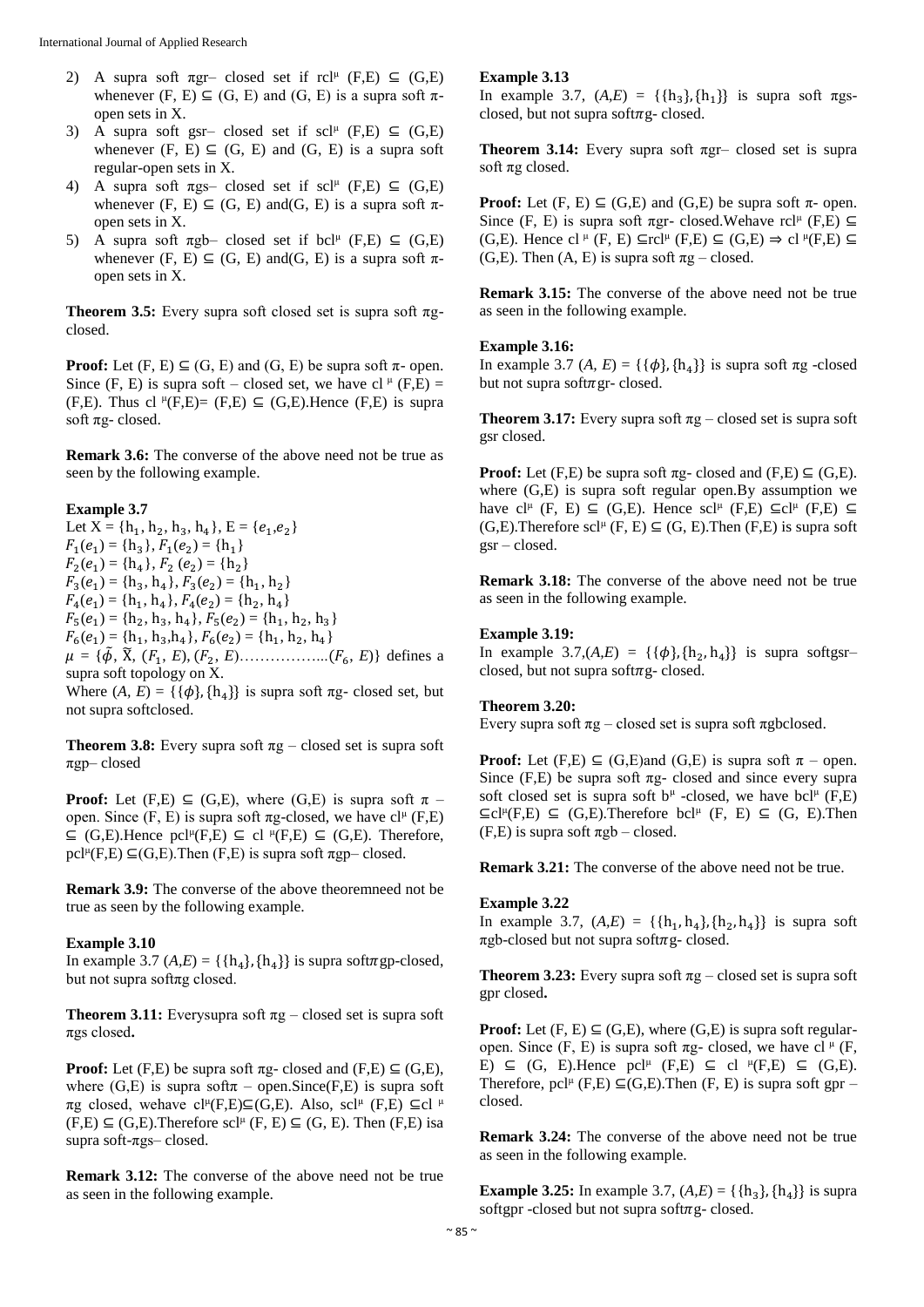2) A supra soft πgr– closed set if $rcl^{\mu}$ (F,E) ⊆ (G,E) whenever (F, E) ⊆ (G, E) and (G, E) is a supra soft π-open sets in X.
3) A supra soft gsr– closed set if $scl^{\mu}$ (F,E) ⊆ (G,E) whenever (F, E) ⊆ (G, E) and (G, E) is a supra soft regular-open sets in X.
4) A supra soft πgs– closed set if $scl^{\mu}$ (F,E) ⊆ (G,E) whenever (F, E) ⊆ (G, E) and(G, E) is a supra soft π-open sets in X.
5) A supra soft πgb– closed set if $bcl^{\mu}$ (F,E) ⊆ (G,E) whenever (F, E) ⊆ (G, E) and(G, E) is a supra soft π-open sets in X.

**Theorem 3.5:** Every supra soft closed set is supra soft πg-closed.

**Proof:** Let (F, E) ⊆ (G, E) and (G, E) be supra soft π- open. Since (F, E) is supra soft – closed set, we have $cl^{\mu}$ (F,E) = (F,E). Thus $cl^{\mu}$(F,E)= (F,E) ⊆ (G,E).Hence (F,E) is supra soft πg- closed.

**Remark 3.6:** The converse of the above need not be true as seen by the following example.

**Example 3.7**

Let X = {$h_1$, $h_2$, $h_3$, $h_4$}, E = {$e_1$,$e_2$}
$F_1(e_1)$ = {$h_3$}, $F_1(e_2)$ = {$h_1$}
$F_2(e_1)$ = {$h_4$}, $F_2(e_2)$ = {$h_2$}
$F_3(e_1)$ = {$h_3$, $h_4$}, $F_3(e_2)$ = {$h_1$, $h_2$}
$F_4(e_1)$ = {$h_1$, $h_4$}, $F_4(e_2)$ = {$h_2$, $h_4$}
$F_5(e_1)$ = {$h_2$, $h_3$, $h_4$}, $F_5(e_2)$ = {$h_1$, $h_2$, $h_3$}
$F_6(e_1)$ = {$h_1$, $h_3$,$h_4$}, $F_6(e_2)$ = {$h_1$, $h_2$, $h_4$}
$\mu$ = {$\tilde{\phi}$, $\tilde{X}$, ($F_1$, E), ($F_2$, E)……………...($F_6$, E)} defines a supra soft topology on X.
Where (A, E) = {{$\phi$}, {$h_4$}} is supra soft πg- closed set, but not supra softclosed.

**Theorem 3.8:** Every supra soft πg – closed set is supra soft πgp– closed

**Proof:** Let (F,E) ⊆ (G,E), where (G,E) is supra soft π – open. Since (F, E) is supra soft πg-closed, we have $cl^{\mu}$ (F,E) ⊆ (G,E).Hence $pcl^{\mu}$(F,E) ⊆ $cl^{\mu}$(F,E) ⊆ (G,E). Therefore, $pcl^{\mu}$(F,E) ⊆(G,E).Then (F,E) is supra soft πgp– closed.

**Remark 3.9:** The converse of the above theoremneed not be true as seen by the following example.

**Example 3.10**

In example 3.7 (A,E) = {{$h_4$},{$h_4$}} is supra softπgp-closed, but not supra softπg closed.

**Theorem 3.11:** Everysupra soft πg – closed set is supra soft πgs closed**.**

**Proof:** Let (F,E) be supra soft πg- closed and (F,E) ⊆ (G,E), where (G,E) is supra softπ – open.Since(F,E) is supra soft πg closed, wehave $cl^{\mu}$(F,E)⊆(G,E). Also, $scl^{\mu}$ (F,E) ⊆$cl^{\mu}$ (F,E) ⊆ (G,E).Therefore $scl^{\mu}$ (F, E) ⊆ (G, E). Then (F,E) isa supra soft-πgs– closed.

**Remark 3.12:** The converse of the above need not be true as seen in the following example.

**Example 3.13**

In example 3.7, (A,E) = {{$h_3$},{$h_1$}} is supra soft πgs-closed, but not supra softπg- closed.

**Theorem 3.14:** Every supra soft πgr– closed set is supra soft πg closed.

**Proof:** Let (F, E) ⊆ (G,E) and (G,E) be supra soft π- open. Since (F, E) is supra soft πgr- closed.Wehave $rcl^{\mu}$ (F,E) ⊆ (G,E). Hence $cl^{\mu}$ (F, E) ⊆$rcl^{\mu}$ (F,E) ⊆ (G,E) ⇒ $cl^{\mu}$(F,E) ⊆ (G,E). Then (A, E) is supra soft πg – closed.

**Remark 3.15:** The converse of the above need not be true as seen in the following example.

**Example 3.16:**

In example 3.7 (A, E) = {{$\phi$}, {$h_4$}} is supra soft πg -closed but not supra softπgr- closed.

**Theorem 3.17:** Every supra soft πg – closed set is supra soft gsr closed.

**Proof:** Let (F,E) be supra soft πg- closed and (F,E) ⊆ (G,E). where (G,E) is supra soft regular open.By assumption we have $cl^{\mu}$ (F, E) ⊆ (G,E). Hence $scl^{\mu}$ (F,E) ⊆$cl^{\mu}$ (F,E) ⊆ (G,E).Therefore $scl^{\mu}$ (F, E) ⊆ (G, E).Then (F,E) is supra soft gsr – closed.

**Remark 3.18:** The converse of the above need not be true as seen in the following example.

**Example 3.19:**

In example 3.7,(A,E) = {{$\phi$},{$h_2$, $h_4$}} is supra softgsr– closed, but not supra softπg- closed.

**Theorem 3.20:**

Every supra soft πg – closed set is supra soft πgbclosed.

**Proof:** Let (F,E) ⊆ (G,E)and (G,E) is supra soft π – open. Since (F,E) be supra soft πg- closed and since every supra soft closed set is supra soft $b^{\mu}$ -closed, we have $bcl^{\mu}$ (F,E) ⊆$cl^{\mu}$(F,E) ⊆ (G,E).Therefore $bcl^{\mu}$ (F, E) ⊆ (G, E).Then (F,E) is supra soft πgb – closed.

**Remark 3.21:** The converse of the above need not be true.

**Example 3.22**

In example 3.7, (A,E) = {{$h_1$, $h_4$},{$h_2$, $h_4$}} is supra soft πgb-closed but not supra softπg- closed.

**Theorem 3.23:** Every supra soft πg – closed set is supra soft gpr closed**.**

**Proof:** Let (F, E) ⊆ (G,E), where (G,E) is supra soft regular-open. Since (F, E) is supra soft πg- closed, we have $cl^{\mu}$ (F, E) ⊆ (G, E).Hence $pcl^{\mu}$ (F,E) ⊆ $cl^{\mu}$(F,E) ⊆ (G,E). Therefore, $pcl^{\mu}$ (F,E) ⊆(G,E).Then (F, E) is supra soft gpr – closed.

**Remark 3.24:** The converse of the above need not be true as seen in the following example.

**Example 3.25:** In example 3.7, (A,E) = {{$h_3$}, {$h_4$}} is supra softgpr -closed but not supra softπg- closed.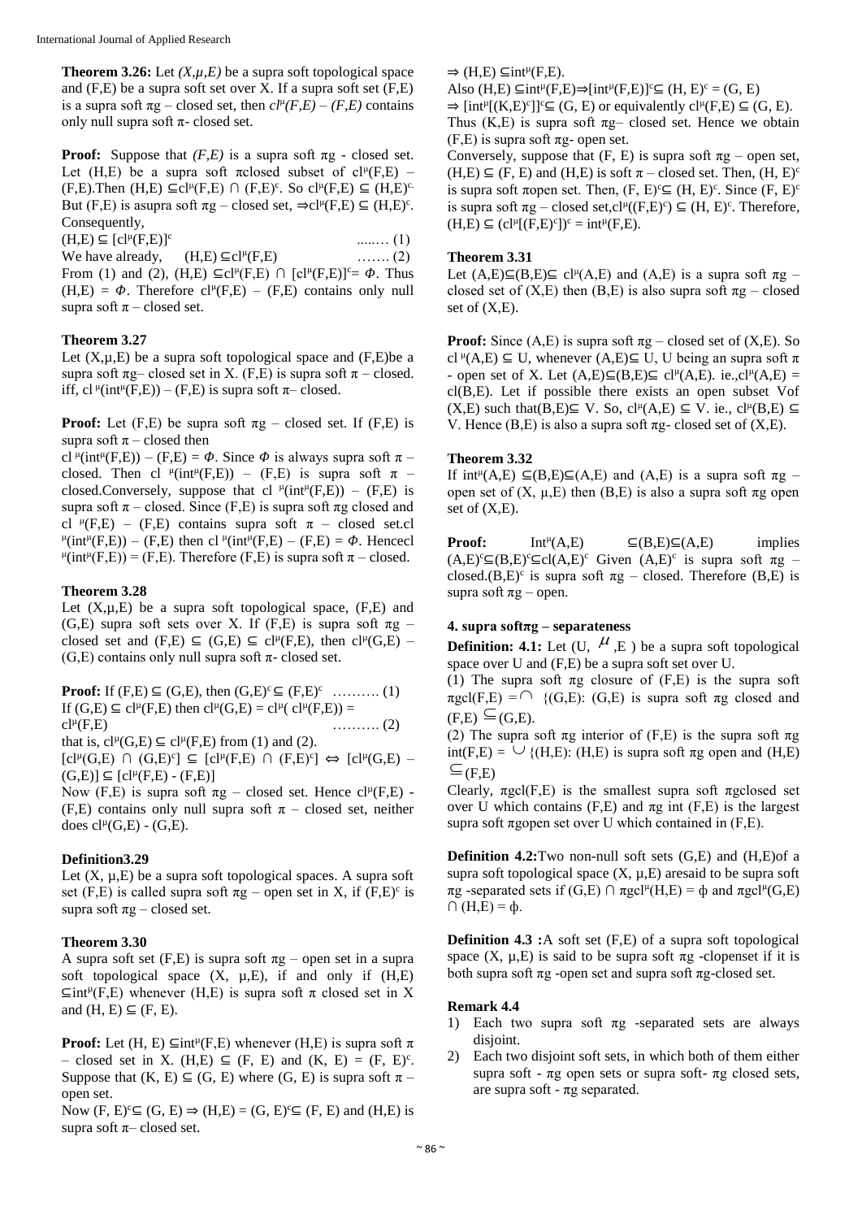**Theorem 3.26:** Let *(X,μ,E)* be a supra soft topological space and (F,E) be a supra soft set over X. If a supra soft set (F,E) is a supra soft πg – closed set, then $cl^{\mu}(F,E) - (F,E)$ contains only null supra soft π- closed set.

**Proof:** Suppose that *(F,E)* is a supra soft πg - closed set. Let (H,E) be a supra soft πclosed subset of $cl^{\mu}(F,E) - (F,E)$.Then $(H,E) \subseteq cl^{\mu}(F,E) \cap (F,E)^c$. So $cl^{\mu}(F,E) \subseteq (H,E)^c$. But (F,E) is asupra soft πg – closed set, $\Rightarrow cl^{\mu}(F,E) \subseteq (H,E)^c$. Consequently,

$(H,E) \subseteq [cl^{\mu}(F,E)]^c$ ......… (1)

We have already, $(H,E) \subseteq cl^{\mu}(F,E)$ ……. (2)

From (1) and (2), $(H,E) \subseteq cl^{\mu}(F,E) \cap [cl^{\mu}(F,E)]^c = \Phi$. Thus $(H,E) = \Phi$. Therefore $cl^{\mu}(F,E) - (F,E)$ contains only null supra soft π – closed set.

**Theorem 3.27**

Let (X,μ,E) be a supra soft topological space and (F,E)be a supra soft πg– closed set in X. (F,E) is supra soft π – closed. iff, $cl^{\mu}(int^{\mu}(F,E)) - (F,E)$ is supra soft π– closed.

**Proof:** Let (F,E) be supra soft πg – closed set. If (F,E) is supra soft π – closed then

$cl^{\mu}(int^{\mu}(F,E)) - (F,E) = \Phi$. Since $\Phi$ is always supra soft π – closed. Then $cl^{\mu}(int^{\mu}(F,E)) - (F,E)$ is supra soft π – closed.Conversely, suppose that $cl^{\mu}(int^{\mu}(F,E)) - (F,E)$ is supra soft π – closed. Since (F,E) is supra soft πg closed and $cl^{\mu}(F,E) - (F,E)$ contains supra soft π – closed set.$cl^{\mu}(int^{\mu}(F,E)) - (F,E)$ then $cl^{\mu}(int^{\mu}(F,E) - (F,E) = \Phi$. Hence$cl^{\mu}(int^{\mu}(F,E)) = (F,E)$. Therefore (F,E) is supra soft π – closed.

**Theorem 3.28**

Let (X,μ,E) be a supra soft topological space, (F,E) and (G,E) supra soft sets over X. If (F,E) is supra soft πg – closed set and $(F,E) \subseteq (G,E) \subseteq cl^{\mu}(F,E)$, then $cl^{\mu}(G,E) - (G,E)$ contains only null supra soft π- closed set.

**Proof:** If $(F,E) \subseteq (G,E)$, then $(G,E)^c \subseteq (F,E)^c$ ………. (1)

If $(G,E) \subseteq cl^{\mu}(F,E)$ then $cl^{\mu}(G,E) = cl^{\mu}(cl^{\mu}(F,E)) = cl^{\mu}(F,E)$ ………. (2)

that is, $cl^{\mu}(G,E) \subseteq cl^{\mu}(F,E)$ from (1) and (2).

$[cl^{\mu}(G,E) \cap (G,E)^c] \subseteq [cl^{\mu}(F,E) \cap (F,E)^c] \Leftrightarrow [cl^{\mu}(G,E) - (G,E)] \subseteq [cl^{\mu}(F,E) - (F,E)]$

Now (F,E) is supra soft πg – closed set. Hence $cl^{\mu}(F,E) - (F,E)$ contains only null supra soft π – closed set, neither does $cl^{\mu}(G,E) - (G,E)$.

**Definition3.29**

Let (X, μ,E) be a supra soft topological spaces. A supra soft set (F,E) is called supra soft πg – open set in X, if $(F,E)^c$ is supra soft πg – closed set.

**Theorem 3.30**

A supra soft set (F,E) is supra soft πg – open set in a supra soft topological space (X, μ,E), if and only if $(H,E) \subseteq int^{\mu}(F,E)$ whenever (H,E) is supra soft π closed set in X and $(H, E) \subseteq (F, E)$.

**Proof:** Let $(H, E) \subseteq int^{\mu}(F,E)$ whenever (H,E) is supra soft π – closed set in X. $(H,E) \subseteq (F, E)$ and $(K, E) = (F, E)^c$. Suppose that $(K, E) \subseteq (G, E)$ where (G, E) is supra soft π – open set.

Now $(F, E)^c \subseteq (G, E) \Rightarrow (H,E) = (G, E)^c \subseteq (F, E)$ and (H,E) is supra soft π– closed set.

$\Rightarrow (H,E) \subseteq int^{\mu}(F,E)$.

Also $(H,E) \subseteq int^{\mu}(F,E) \Rightarrow [int^{\mu}(F,E)]^c \subseteq (H, E)^c = (G, E)$

$\Rightarrow [int^{\mu}[(K,E)^c]]^c \subseteq (G, E)$ or equivalently $cl^{\mu}(F,E) \subseteq (G, E)$.

Thus (K,E) is supra soft πg– closed set. Hence we obtain (F,E) is supra soft πg- open set.

Conversely, suppose that (F, E) is supra soft πg – open set, $(H,E) \subseteq (F, E)$ and (H,E) is soft π – closed set. Then, $(H, E)^c$ is supra soft πopen set. Then, $(F, E)^c \subseteq (H, E)^c$. Since $(F, E)^c$ is supra soft πg – closed set,$cl^{\mu}((F,E)^c) \subseteq (H, E)^c$. Therefore, $(H,E) \subseteq (cl^{\mu}[(F,E)^c])^c = int^{\mu}(F,E)$.

**Theorem 3.31**

Let $(A,E) \subseteq (B,E) \subseteq cl^{\mu}(A,E)$ and (A,E) is a supra soft πg – closed set of (X,E) then (B,E) is also supra soft πg – closed set of (X,E).

**Proof:** Since (A,E) is supra soft πg – closed set of (X,E). So $cl^{\mu}(A,E) \subseteq U$, whenever $(A,E) \subseteq U$, U being an supra soft π - open set of X. Let $(A,E) \subseteq (B,E) \subseteq cl^{\mu}(A,E)$. ie.,$cl^{\mu}(A,E) = cl(B,E)$. Let if possible there exists an open subset Vof (X,E) such that$(B,E) \subseteq V$. So, $cl^{\mu}(A,E) \subseteq V$. ie., $cl^{\mu}(B,E) \subseteq V$. Hence (B,E) is also a supra soft πg- closed set of (X,E).

**Theorem 3.32**

If $int^{\mu}(A,E) \subseteq (B,E) \subseteq (A,E)$ and (A,E) is a supra soft πg – open set of (X, μ,E) then (B,E) is also a supra soft πg open set of (X,E).

**Proof:** $Int^{\mu}(A,E) \subseteq (B,E) \subseteq (A,E)$ implies $(A,E)^c \subseteq (B,E)^c \subseteq cl(A,E)^c$ Given $(A,E)^c$ is supra soft πg – closed.$(B,E)^c$ is supra soft πg – closed. Therefore (B,E) is supra soft πg – open.

#### 4. supra softπg – separateness

**Definition: 4.1:** Let (U, $\mu$,E ) be a supra soft topological space over U and (F,E) be a supra soft set over U.

(1) The supra soft πg closure of (F,E) is the supra soft $\pi gcl(F,E) = \cap$ {(G,E): (G,E) is supra soft πg closed and $(F,E) \subseteq (G,E)$.

(2) The supra soft πg interior of (F,E) is the supra soft πg $int(F,E) = \cup$ {(H,E): (H,E) is supra soft πg open and $(H,E) \subseteq (F,E)$

Clearly, πgcl(F,E) is the smallest supra soft πgclosed set over U which contains (F,E) and πg int (F,E) is the largest supra soft πgopen set over U which contained in (F,E).

**Definition 4.2:**Two non-null soft sets (G,E) and (H,E)of a supra soft topological space (X, μ,E) aresaid to be supra soft πg -separated sets if $(G,E) \cap \pi gcl^{\mu}(H,E) = \phi$ and $\pi gcl^{\mu}(G,E) \cap (H,E) = \phi$.

**Definition 4.3 :**A soft set (F,E) of a supra soft topological space (X, μ,E) is said to be supra soft πg -clopenset if it is both supra soft πg -open set and supra soft πg-closed set.

**Remark 4.4**

1) Each two supra soft πg -separated sets are always disjoint.
2) Each two disjoint soft sets, in which both of them either supra soft - πg open sets or supra soft- πg closed sets, are supra soft - πg separated.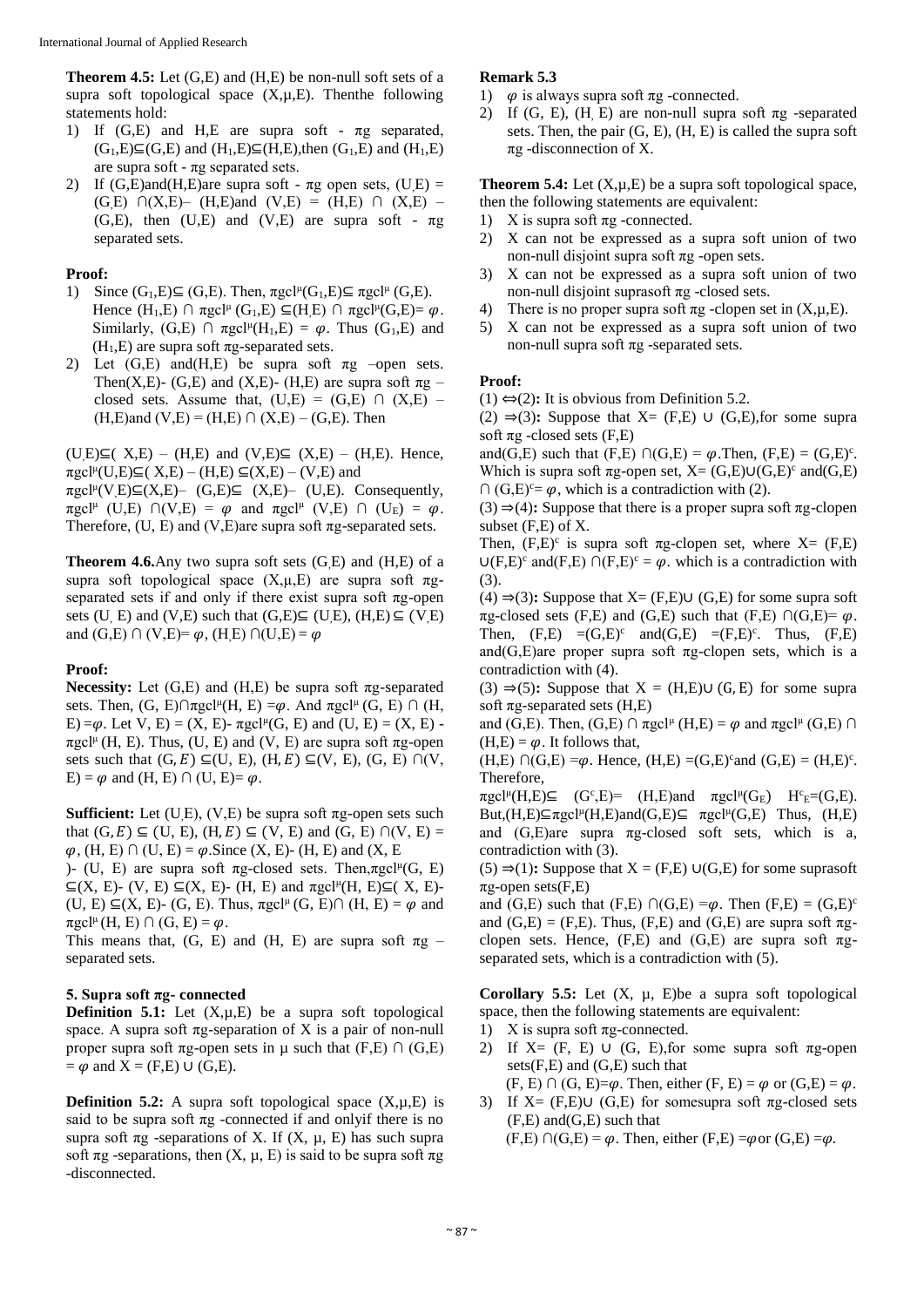**Theorem 4.5:** Let (G,E) and (H,E) be non-null soft sets of a supra soft topological space $(X,\mu,E)$. Thenthe following statements hold:

1) If (G,E) and H,E are supra soft - $\pi$g separated, $(G_1,E)\subseteq(G,E)$ and $(H_1,E)\subseteq(H,E)$,then $(G_1,E)$ and $(H_1,E)$ are supra soft - $\pi$g separated sets.
2) If (G,E)and(H,E)are supra soft - $\pi$g open sets, (U,E) = (G,E) $\cap$(X,E)– (H,E)and (V,E) = (H,E) $\cap$ (X,E) – (G,E), then (U,E) and (V,E) are supra soft - $\pi$g separated sets.

**Proof:**

1) Since $(G_1,E)\subseteq (G,E)$. Then, $\pi gcl^{\mu}(G_1,E)\subseteq \pi gcl^{\mu} (G,E)$. Hence $(H_1,E) \cap \pi gcl^{\mu} (G_1,E) \subseteq(H,E) \cap \pi gcl^{\mu}(G,E)= \varphi$. Similarly, $(G,E) \cap \pi gcl^{\mu}(H_1,E) = \varphi$. Thus $(G_1,E)$ and $(H_1,E)$ are supra soft $\pi$g-separated sets.
2) Let (G,E) and(H,E) be supra soft $\pi$g –open sets. Then(X,E)- (G,E) and (X,E)- (H,E) are supra soft $\pi$g –closed sets. Assume that, (U,E) = (G,E) $\cap$ (X,E) – (H,E)and (V,E) = (H,E) $\cap$ (X,E) – (G,E). Then

(U,E)$\subseteq$( X,E) – (H,E) and (V,E)$\subseteq$ (X,E) – (H,E). Hence, $\pi gcl^{\mu}$(U,E)$\subseteq$( X,E) – (H,E) $\subseteq$(X,E) – (V,E) and $\pi gcl^{\mu}$(V,E)$\subseteq$(X,E)– (G,E)$\subseteq$ (X,E)– (U,E). Consequently, $\pi gcl^{\mu}$ (U,E) $\cap$(V,E) = $\varphi$ and $\pi gcl^{\mu}$ (V,E) $\cap$ $(U_E)$ = $\varphi$. Therefore, (U, E) and (V,E)are supra soft $\pi$g-separated sets.

**Theorem 4.6.**Any two supra soft sets (G,E) and (H,E) of a supra soft topological space $(X,\mu,E)$ are supra soft $\pi$g-separated sets if and only if there exist supra soft $\pi$g-open sets (U, E) and (V,E) such that (G,E)$\subseteq$ (U,E), (H,E)$\subseteq$ (V,E) and (G,E) $\cap$ (V,E)= $\varphi$, (H,E) $\cap$(U,E) = $\varphi$

**Proof:**

**Necessity:** Let (G,E) and (H,E) be supra soft $\pi$g-separated sets. Then, (G, E)$\cap\pi gcl^{\mu}$(H, E) =$\varphi$. And $\pi gcl^{\mu}$ (G, E) $\cap$ (H, E) =$\varphi$. Let V, E) = (X, E)- $\pi gcl^{\mu}$(G, E) and (U, E) = (X, E) - $\pi gcl^{\mu}$ (H, E). Thus, (U, E) and (V, E) are supra soft $\pi$g-open sets such that (G, $E$) $\subseteq$(U, E), (H, $E$) $\subseteq$(V, E), (G, E) $\cap$(V, E) = $\varphi$ and (H, E) $\cap$ (U, E)= $\varphi$.

**Sufficient:** Let (U,E), (V,E) be supra soft $\pi$g-open sets such that (G, $E$) $\subseteq$ (U, E), (H, $E$) $\subseteq$ (V, E) and (G, E) $\cap$(V, E) = $\varphi$, (H, E) $\cap$ (U, E) = $\varphi$.Since (X, E)- (H, E) and (X, E )- (U, E) are supra soft $\pi$g-closed sets. Then,$\pi gcl^{\mu}$(G, E) $\subseteq$(X, E)- (V, E) $\subseteq$(X, E)- (H, E) and $\pi gcl^{\mu}$(H, E)$\subseteq$( X, E)- (U, E) $\subseteq$(X, E)- (G, E). Thus, $\pi gcl^{\mu}$ (G, E)$\cap$ (H, E) = $\varphi$ and $\pi gcl^{\mu}$ (H, E) $\cap$ (G, E) = $\varphi$.

This means that, (G, E) and (H, E) are supra soft $\pi$g – separated sets.

## 5. Supra soft $\pi$g- connected

**Definition 5.1:** Let $(X,\mu,E)$ be a supra soft topological space. A supra soft $\pi$g-separation of X is a pair of non-null proper supra soft $\pi$g-open sets in $\mu$ such that (F,E) $\cap$ (G,E) = $\varphi$ and X = (F,E) $\cup$ (G,E).

**Definition 5.2:** A supra soft topological space $(X,\mu,E)$ is said to be supra soft $\pi$g -connected if and onlyif there is no supra soft $\pi$g -separations of X. If (X, $\mu$, E) has such supra soft $\pi$g -separations, then (X, $\mu$, E) is said to be supra soft $\pi$g -disconnected.

**Remark 5.3**

1) $\varphi$ is always supra soft $\pi$g -connected.
2) If (G, E), (H, E) are non-null supra soft $\pi$g -separated sets. Then, the pair (G, E), (H, E) is called the supra soft $\pi$g -disconnection of X.

**Theorem 5.4:** Let $(X,\mu,E)$ be a supra soft topological space, then the following statements are equivalent:

1) X is supra soft $\pi$g -connected.
2) X can not be expressed as a supra soft union of two non-null disjoint supra soft $\pi$g -open sets.
3) X can not be expressed as a supra soft union of two non-null disjoint suprasoft $\pi$g -closed sets.
4) There is no proper supra soft $\pi$g -clopen set in $(X,\mu,E)$.
5) X can not be expressed as a supra soft union of two non-null supra soft $\pi$g -separated sets.

**Proof:**

(1) $\Leftrightarrow$(2)**:** It is obvious from Definition 5.2.

(2) $\Rightarrow$(3)**:** Suppose that X= (F,E) $\cup$ (G,E),for some supra soft $\pi$g -closed sets (F,E) and(G,E) such that (F,E) $\cap$(G,E) = $\varphi$.Then, (F,E) = $(G,E)^c$. Which is supra soft $\pi$g-open set, X= (G,E)$\cup$$(G,E)^c$ and(G,E) $\cap$ $(G,E)^c$= $\varphi$, which is a contradiction with (2).

(3)$\Rightarrow$(4)**:** Suppose that there is a proper supra soft $\pi$g-clopen subset (F,E) of X.

Then, $(F,E)^c$ is supra soft $\pi$g-clopen set, where X= (F,E) $\cup$$(F,E)^c$ and(F,E) $\cap$$(F,E)^c$ = $\varphi$. which is a contradiction with (3).

(4) $\Rightarrow$(3)**:** Suppose that X= (F,E)$\cup$ (G,E) for some supra soft $\pi$g-closed sets (F,E) and (G,E) such that (F,E) $\cap$(G,E)= $\varphi$. Then, (F,E) =$(G,E)^c$ and(G,E) =$(F,E)^c$. Thus, (F,E) and(G,E)are proper supra soft $\pi$g-clopen sets, which is a contradiction with (4).

(3) $\Rightarrow$(5)**:** Suppose that X = (H,E)$\cup$ (G, E) for some supra soft $\pi$g-separated sets (H,E) and (G,E). Then, (G,E) $\cap$ $\pi gcl^{\mu}$ (H,E) = $\varphi$ and $\pi gcl^{\mu}$ (G,E) $\cap$ (H,E) = $\varphi$. It follows that,

(H,E) $\cap$(G,E) =$\varphi$. Hence, (H,E) =$(G,E)^c$and (G,E) = $(H,E)^c$. Therefore,

$\pi gcl^{\mu}$(H,E)$\subseteq$ $(G^c,E)$= (H,E)and $\pi gcl^{\mu}(G_E)$ $H^c_E$=(G,E). But,(H,E)$\subseteq$$\pi gcl^{\mu}$(H,E)and(G,E)$\subseteq$ $\pi gcl^{\mu}$(G,E) Thus, (H,E) and (G,E)are supra $\pi$g-closed soft sets, which is a, contradiction with (3).

(5) $\Rightarrow$(1)**:** Suppose that X = (F,E) $\cup$(G,E) for some suprasoft $\pi$g-open sets(F,E) and (G,E) such that (F,E) $\cap$(G,E) =$\varphi$. Then (F,E) = $(G,E)^c$ and (G,E) = (F,E). Thus, (F,E) and (G,E) are supra soft $\pi$g-clopen sets. Hence, (F,E) and (G,E) are supra soft $\pi$g-separated sets, which is a contradiction with (5).

**Corollary 5.5:** Let (X, $\mu$, E)be a supra soft topological space, then the following statements are equivalent:

1) X is supra soft $\pi$g-connected.
2) If X= (F, E) $\cup$ (G, E),for some supra soft $\pi$g-open sets(F,E) and (G,E) such that (F, E) $\cap$ (G, E)=$\varphi$. Then, either (F, E) = $\varphi$ or (G,E) = $\varphi$.
3) If X= (F,E)$\cup$ (G,E) for somesupra soft $\pi$g-closed sets (F,E) and(G,E) such that (F,E) $\cap$(G,E) = $\varphi$. Then, either (F,E) =$\varphi$or (G,E) =$\varphi$.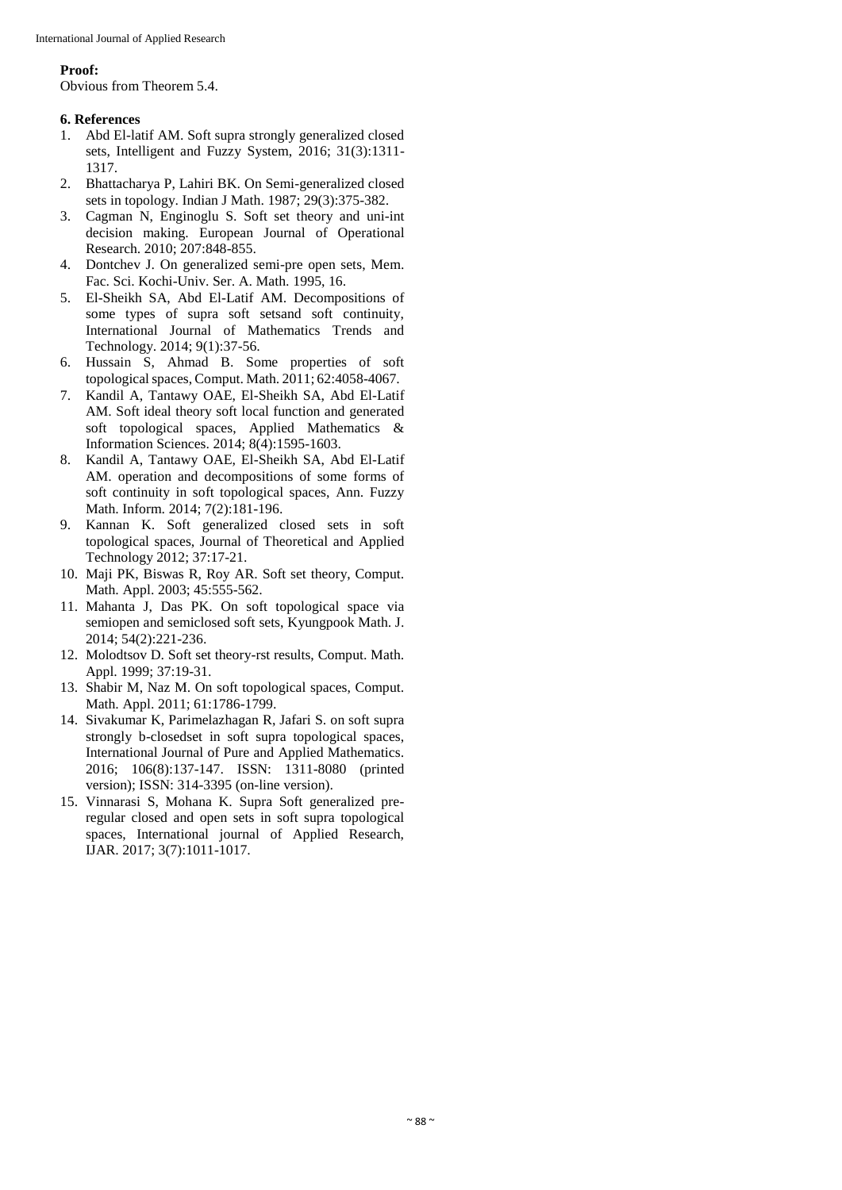**Proof:**
Obvious from Theorem 5.4.

## 6. References

1. Abd El-latif AM. Soft supra strongly generalized closed sets, Intelligent and Fuzzy System, 2016; 31(3):1311-1317.
2. Bhattacharya P, Lahiri BK. On Semi-generalized closed sets in topology. Indian J Math. 1987; 29(3):375-382.
3. Cagman N, Enginoglu S. Soft set theory and uni-int decision making. European Journal of Operational Research. 2010; 207:848-855.
4. Dontchev J. On generalized semi-pre open sets, Mem. Fac. Sci. Kochi-Univ. Ser. A. Math. 1995, 16.
5. El-Sheikh SA, Abd El-Latif AM. Decompositions of some types of supra soft setsand soft continuity, International Journal of Mathematics Trends and Technology. 2014; 9(1):37-56.
6. Hussain S, Ahmad B. Some properties of soft topological spaces, Comput. Math. 2011; 62:4058-4067.
7. Kandil A, Tantawy OAE, El-Sheikh SA, Abd El-Latif AM. Soft ideal theory soft local function and generated soft topological spaces, Applied Mathematics & Information Sciences. 2014; 8(4):1595-1603.
8. Kandil A, Tantawy OAE, El-Sheikh SA, Abd El-Latif AM. operation and decompositions of some forms of soft continuity in soft topological spaces, Ann. Fuzzy Math. Inform. 2014; 7(2):181-196.
9. Kannan K. Soft generalized closed sets in soft topological spaces, Journal of Theoretical and Applied Technology 2012; 37:17-21.
10. Maji PK, Biswas R, Roy AR. Soft set theory, Comput. Math. Appl. 2003; 45:555-562.
11. Mahanta J, Das PK. On soft topological space via semiopen and semiclosed soft sets, Kyungpook Math. J. 2014; 54(2):221-236.
12. Molodtsov D. Soft set theory-rst results, Comput. Math. Appl. 1999; 37:19-31.
13. Shabir M, Naz M. On soft topological spaces, Comput. Math. Appl. 2011; 61:1786-1799.
14. Sivakumar K, Parimelazhagan R, Jafari S. on soft supra strongly b-closedset in soft supra topological spaces, International Journal of Pure and Applied Mathematics. 2016; 106(8):137-147. ISSN: 1311-8080 (printed version); ISSN: 314-3395 (on-line version).
15. Vinnarasi S, Mohana K. Supra Soft generalized pre-regular closed and open sets in soft supra topological spaces, International journal of Applied Research, IJAR. 2017; 3(7):1011-1017.